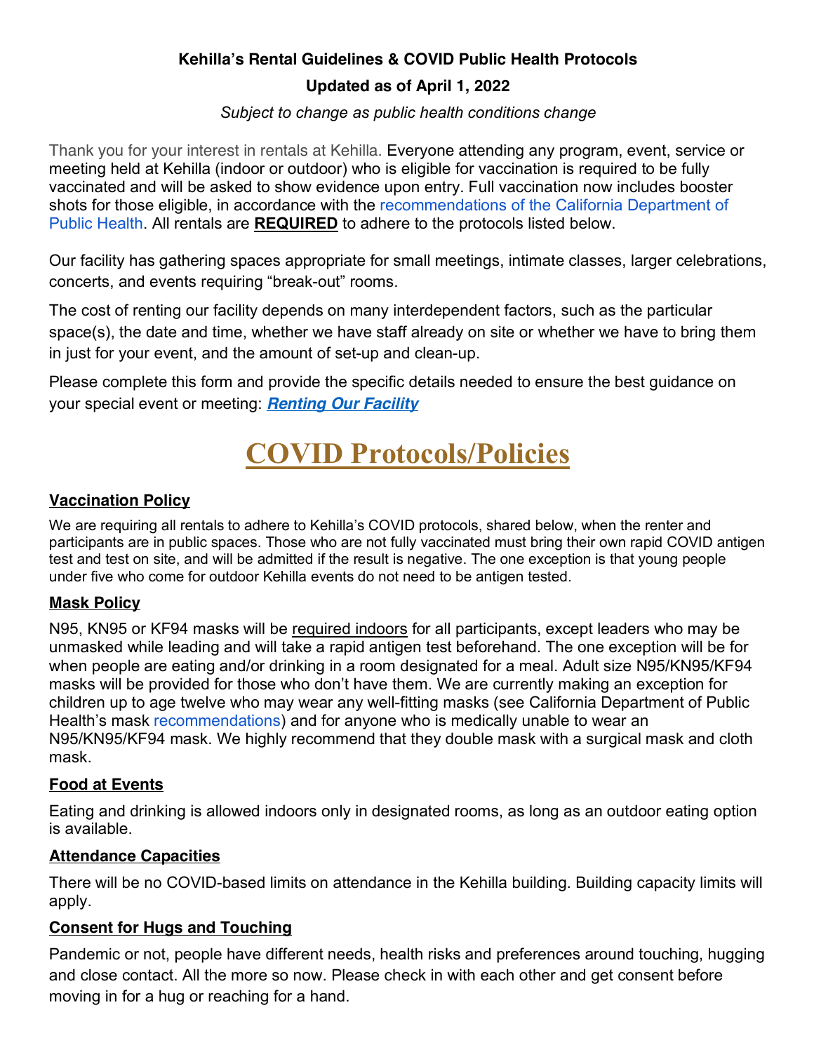**Kehilla's Rental Guidelines & COVID Public Health Protocols**

**Updated as of April 1, 2022**

*Subject to change as public health conditions change*

Thank you for your interest in rentals at Kehilla. Everyone attending any program, event, service or meeting held at Kehilla (indoor or outdoor) who is eligible for vaccination is required to be fully vaccinated and will be asked to show evidence upon entry. Full vaccination now includes booster shots for those eligible, in accordance with the recommendations of the California Department of Public Health. All rentals are **REQUIRED** to adhere to the protocols listed below.

Our facility has gathering spaces appropriate for small meetings, intimate classes, larger celebrations, concerts, and events requiring "break-out" rooms.

The cost of renting our facility depends on many interdependent factors, such as the particular space(s), the date and time, whether we have staff already on site or whether we have to bring them in just for your event, and the amount of set-up and clean-up.

Please complete this form and provide the specific details needed to ensure the best guidance on your special event or meeting: ***Renting Our Facility***

# COVID Protocols/Policies

## Vaccination Policy

We are requiring all rentals to adhere to Kehilla's COVID protocols, shared below, when the renter and participants are in public spaces. Those who are not fully vaccinated must bring their own rapid COVID antigen test and test on site, and will be admitted if the result is negative. The one exception is that young people under five who come for outdoor Kehilla events do not need to be antigen tested.

## Mask Policy

N95, KN95 or KF94 masks will be required indoors for all participants, except leaders who may be unmasked while leading and will take a rapid antigen test beforehand. The one exception will be for when people are eating and/or drinking in a room designated for a meal. Adult size N95/KN95/KF94 masks will be provided for those who don't have them. We are currently making an exception for children up to age twelve who may wear any well-fitting masks (see California Department of Public Health's mask recommendations) and for anyone who is medically unable to wear an N95/KN95/KF94 mask. We highly recommend that they double mask with a surgical mask and cloth mask.

## Food at Events

Eating and drinking is allowed indoors only in designated rooms, as long as an outdoor eating option is available.

## Attendance Capacities

There will be no COVID-based limits on attendance in the Kehilla building. Building capacity limits will apply.

## Consent for Hugs and Touching

Pandemic or not, people have different needs, health risks and preferences around touching, hugging and close contact. All the more so now. Please check in with each other and get consent before moving in for a hug or reaching for a hand.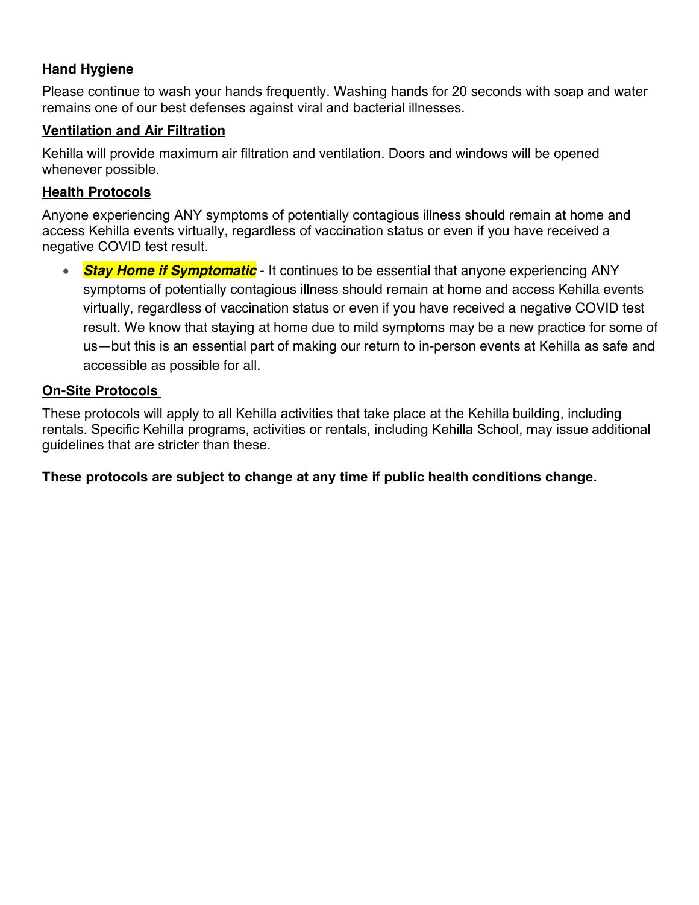**Hand Hygiene**

Please continue to wash your hands frequently. Washing hands for 20 seconds with soap and water remains one of our best defenses against viral and bacterial illnesses.

**Ventilation and Air Filtration**

Kehilla will provide maximum air filtration and ventilation. Doors and windows will be opened whenever possible.

**Health Protocols**

Anyone experiencing ANY symptoms of potentially contagious illness should remain at home and access Kehilla events virtually, regardless of vaccination status or even if you have received a negative COVID test result.

- ***Stay Home if Symptomatic*** - It continues to be essential that anyone experiencing ANY symptoms of potentially contagious illness should remain at home and access Kehilla events virtually, regardless of vaccination status or even if you have received a negative COVID test result. We know that staying at home due to mild symptoms may be a new practice for some of us—but this is an essential part of making our return to in-person events at Kehilla as safe and accessible as possible for all.

**On-Site Protocols**

These protocols will apply to all Kehilla activities that take place at the Kehilla building, including rentals. Specific Kehilla programs, activities or rentals, including Kehilla School, may issue additional guidelines that are stricter than these.

**These protocols are subject to change at any time if public health conditions change.**